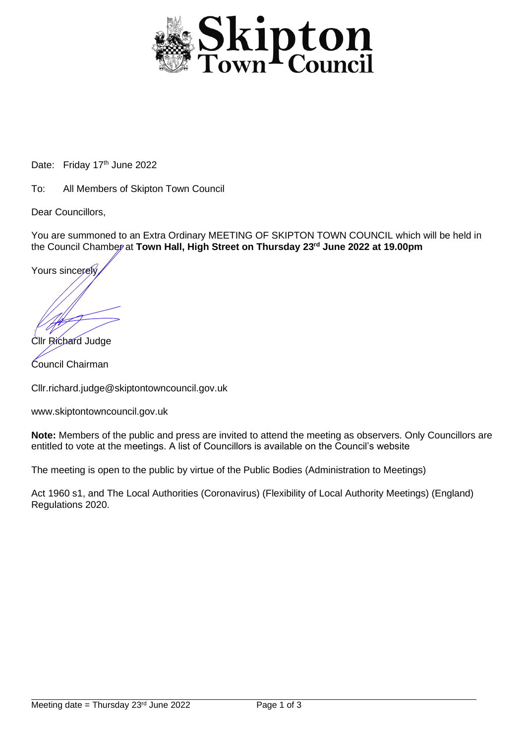# Skipton Town Council

Date: Friday 17th June 2022

To: All Members of Skipton Town Council

Dear Councillors,

You are summoned to an Extra Ordinary MEETING OF SKIPTON TOWN COUNCIL which will be held in the Council Chamber at **Town Hall, High Street on Thursday 23rd June 2022 at 19.00pm**

Yours sincerely,

Cllr Richard Judge

Council Chairman

Cllr.richard.judge@skiptontowncouncil.gov.uk

www.skiptontowncouncil.gov.uk

**Note:** Members of the public and press are invited to attend the meeting as observers. Only Councillors are entitled to vote at the meetings. A list of Councillors is available on the Council's website

The meeting is open to the public by virtue of the Public Bodies (Administration to Meetings)

Act 1960 s1, and The Local Authorities (Coronavirus) (Flexibility of Local Authority Meetings) (England) Regulations 2020.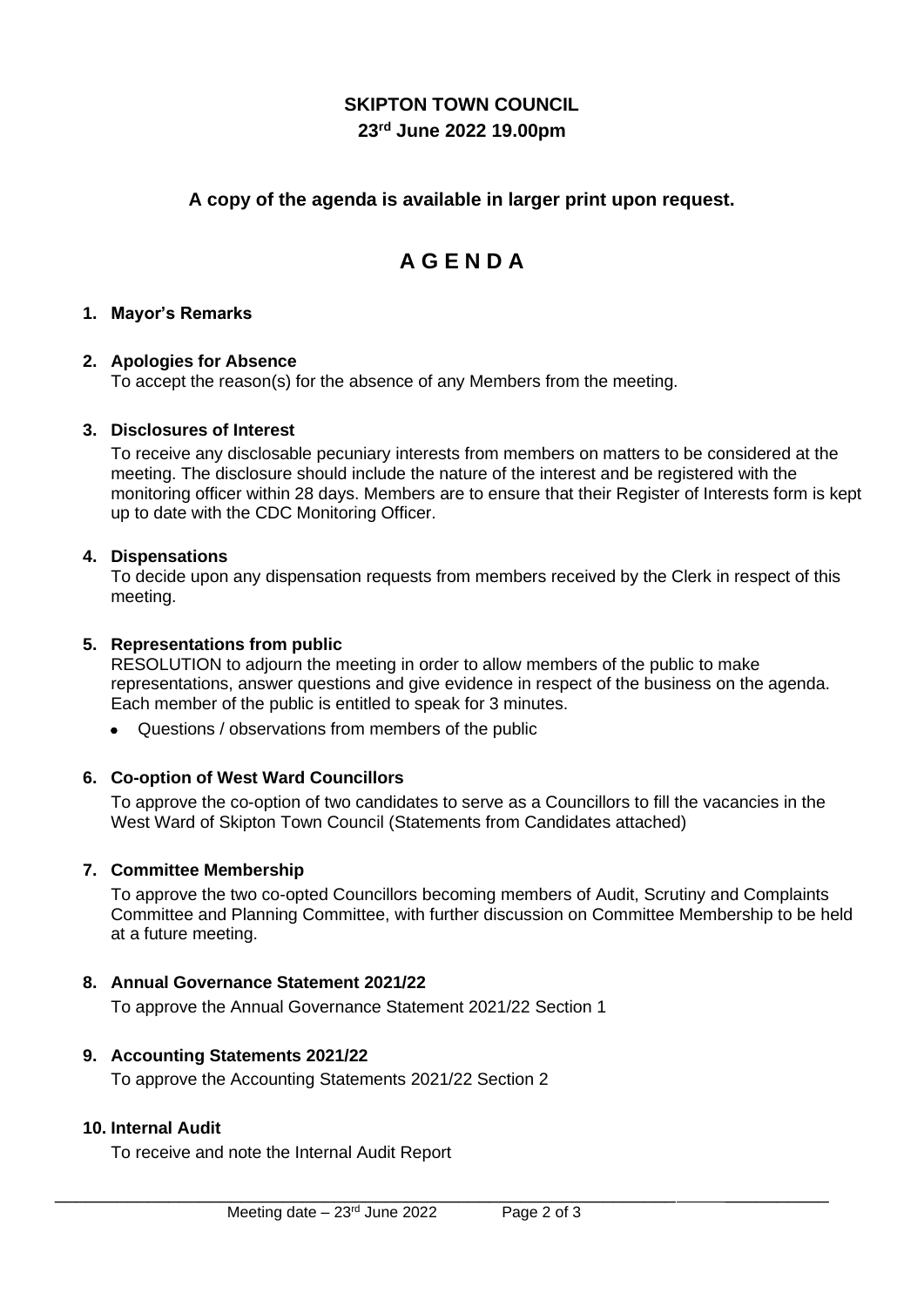**SKIPTON TOWN COUNCIL**
**23rd June 2022 19.00pm**

**A copy of the agenda is available in larger print upon request.**

# A G E N D A

**1. Mayor's Remarks**

**2. Apologies for Absence**

To accept the reason(s) for the absence of any Members from the meeting.

**3. Disclosures of Interest**

To receive any disclosable pecuniary interests from members on matters to be considered at the meeting. The disclosure should include the nature of the interest and be registered with the monitoring officer within 28 days. Members are to ensure that their Register of Interests form is kept up to date with the CDC Monitoring Officer.

**4. Dispensations**

To decide upon any dispensation requests from members received by the Clerk in respect of this meeting.

**5. Representations from public**

RESOLUTION to adjourn the meeting in order to allow members of the public to make representations, answer questions and give evidence in respect of the business on the agenda. Each member of the public is entitled to speak for 3 minutes.

- Questions / observations from members of the public

**6. Co-option of West Ward Councillors**

To approve the co-option of two candidates to serve as a Councillors to fill the vacancies in the West Ward of Skipton Town Council (Statements from Candidates attached)

**7. Committee Membership**

To approve the two co-opted Councillors becoming members of Audit, Scrutiny and Complaints Committee and Planning Committee, with further discussion on Committee Membership to be held at a future meeting.

**8. Annual Governance Statement 2021/22**

To approve the Annual Governance Statement 2021/22 Section 1

**9. Accounting Statements 2021/22**

To approve the Accounting Statements 2021/22 Section 2

**10. Internal Audit**

To receive and note the Internal Audit Report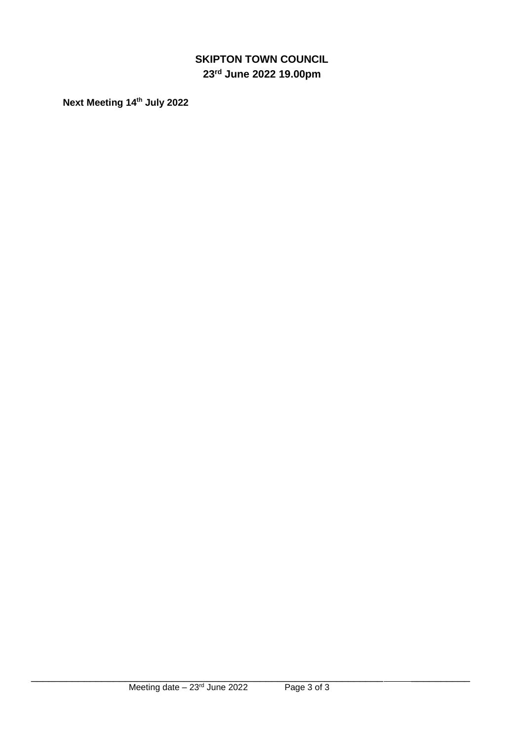**SKIPTON TOWN COUNCIL**
**23rd June 2022 19.00pm**

**Next Meeting 14th July 2022**